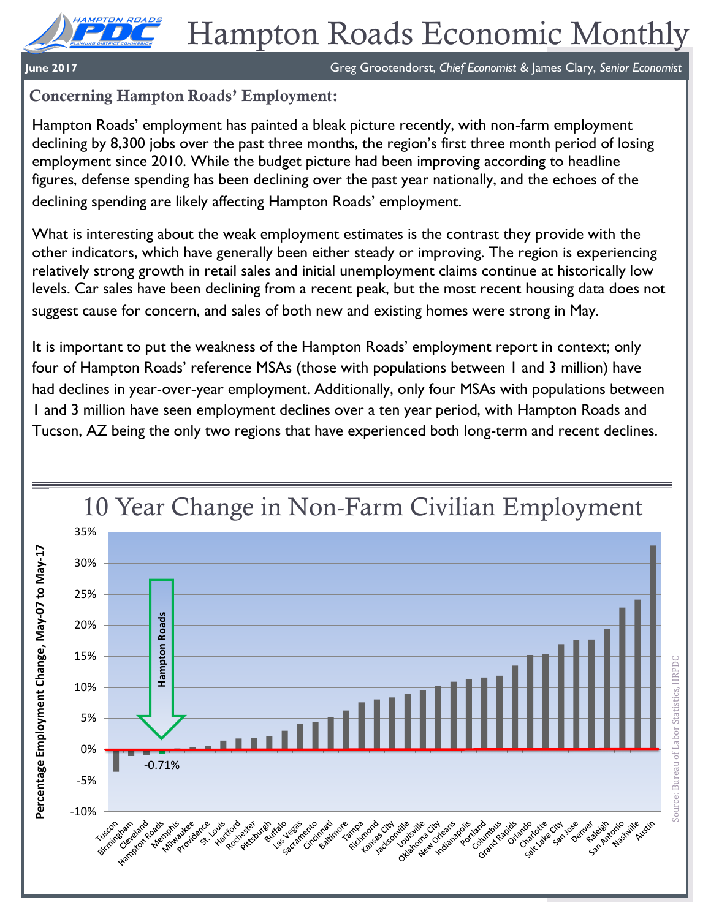# Hampton Roads Economic Monthly

**June 2017** — Greg Grootendorst, *Chief Economist* & James Clary, *Senior Economist*

## Concerning Hampton Roads' Employment:

Hampton Roads' employment has painted a bleak picture recently, with non-farm employment declining by 8,300 jobs over the past three months, the region's first three month period of losing employment since 2010. While the budget picture had been improving according to headline figures, defense spending has been declining over the past year nationally, and the echoes of the declining spending are likely affecting Hampton Roads' employment.

What is interesting about the weak employment estimates is the contrast they provide with the other indicators, which have generally been either steady or improving. The region is experiencing relatively strong growth in retail sales and initial unemployment claims continue at historically low levels. Car sales have been declining from a recent peak, but the most recent housing data does not suggest cause for concern, and sales of both new and existing homes were strong in May.

It is important to put the weakness of the Hampton Roads' employment report in context; only four of Hampton Roads' reference MSAs (those with populations between 1 and 3 million) have had declines in year-over-year employment. Additionally, only four MSAs with populations between 1 and 3 million have seen employment declines over a ten year period, with Hampton Roads and Tucson, AZ being the only two regions that have experienced both long-term and recent declines.

### 10 Year Change in Non-Farm Civilian Employment

Percentage Employment Change, May-07 to May-17

Hampton Roads: -0.71%

MSAs shown (lowest to highest): Tuscon, Birmingham, Cleveland, Hampton Roads, Memphis, Milwaukee, Providence, St. Louis, Hartford, Rochester, Pittsburgh, Buffalo, Las Vegas, Sacramento, Cincinnati, Baltimore, Tampa, Richmond, Kansas City, Jacksonville, Louisville, Oklahoma City, New Orleans, Indianapolis, Portland, Columbus, Grand Rapids, Orlando, Charlotte, Salt Lake City, San Jose, Denver, Raleigh, San Antonio, Nashville, Austin

Source: Bureau of Labor Statistics, HRPDC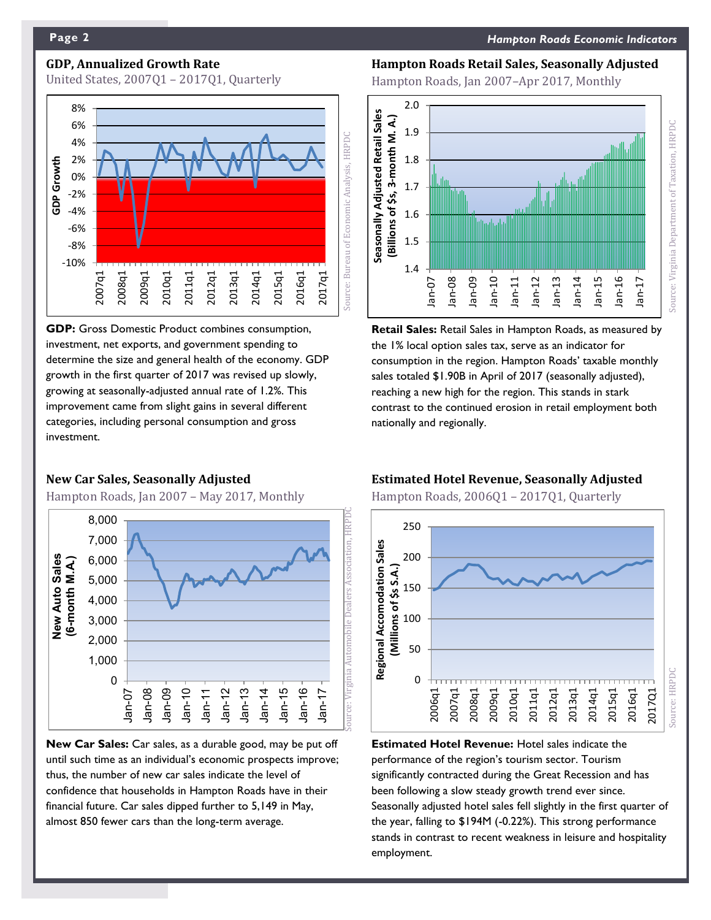## GDP, Annualized Growth Rate

United States, 2007Q1 – 2017Q1, Quarterly

**GDP:** Gross Domestic Product combines consumption, investment, net exports, and government spending to determine the size and general health of the economy. GDP growth in the first quarter of 2017 was revised up slowly, growing at seasonally-adjusted annual rate of 1.2%. This improvement came from slight gains in several different categories, including personal consumption and gross investment.

## Hampton Roads Retail Sales, Seasonally Adjusted

Hampton Roads, Jan 2007–Apr 2017, Monthly

**Retail Sales:** Retail Sales in Hampton Roads, as measured by the 1% local option sales tax, serve as an indicator for consumption in the region. Hampton Roads' taxable monthly sales totaled $1.90B in April of 2017 (seasonally adjusted), reaching a new high for the region. This stands in stark contrast to the continued erosion in retail employment both nationally and regionally.

## New Car Sales, Seasonally Adjusted

Hampton Roads, Jan 2007 – May 2017, Monthly

**New Car Sales:** Car sales, as a durable good, may be put off until such time as an individual's economic prospects improve; thus, the number of new car sales indicate the level of confidence that households in Hampton Roads have in their financial future. Car sales dipped further to 5,149 in May, almost 850 fewer cars than the long-term average.

## Estimated Hotel Revenue, Seasonally Adjusted

Hampton Roads, 2006Q1 – 2017Q1, Quarterly

**Estimated Hotel Revenue:** Hotel sales indicate the performance of the region's tourism sector. Tourism significantly contracted during the Great Recession and has been following a slow steady growth trend ever since. Seasonally adjusted hotel sales fell slightly in the first quarter of the year, falling to $194M (-0.22%). This strong performance stands in contrast to recent weakness in leisure and hospitality employment.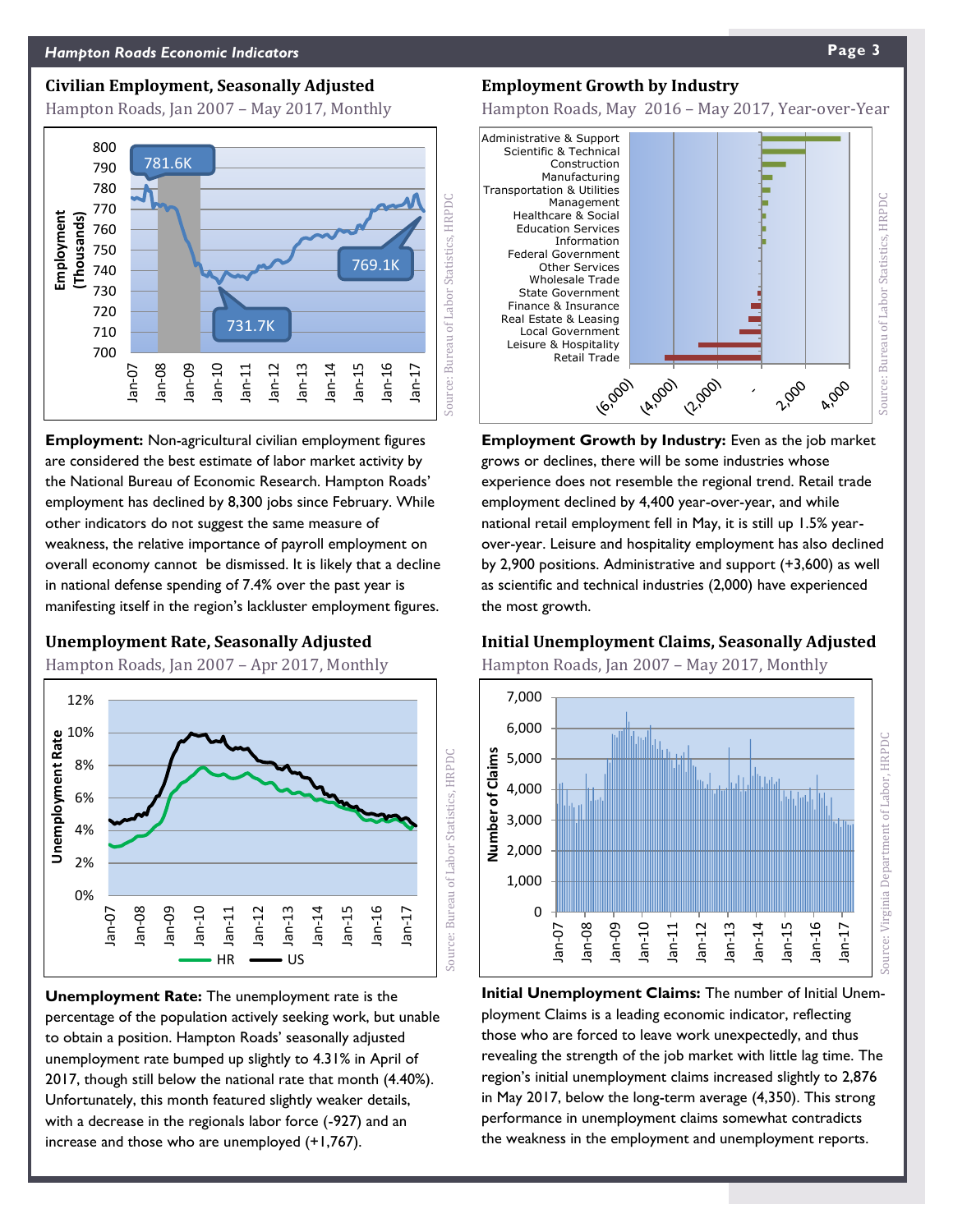## Civilian Employment, Seasonally Adjusted

Hampton Roads, Jan 2007 – May 2017, Monthly

**Employment:** Non-agricultural civilian employment figures are considered the best estimate of labor market activity by the National Bureau of Economic Research. Hampton Roads' employment has declined by 8,300 jobs since February. While other indicators do not suggest the same measure of weakness, the relative importance of payroll employment on overall economy cannot be dismissed. It is likely that a decline in national defense spending of 7.4% over the past year is manifesting itself in the region's lackluster employment figures.

## Employment Growth by Industry

Hampton Roads, May 2016 – May 2017, Year-over-Year

**Employment Growth by Industry:** Even as the job market grows or declines, there will be some industries whose experience does not resemble the regional trend. Retail trade employment declined by 4,400 year-over-year, and while national retail employment fell in May, it is still up 1.5% year-over-year. Leisure and hospitality employment has also declined by 2,900 positions. Administrative and support (+3,600) as well as scientific and technical industries (2,000) have experienced the most growth.

## Unemployment Rate, Seasonally Adjusted

Hampton Roads, Jan 2007 – Apr 2017, Monthly

**Unemployment Rate:** The unemployment rate is the percentage of the population actively seeking work, but unable to obtain a position. Hampton Roads' seasonally adjusted unemployment rate bumped up slightly to 4.31% in April of 2017, though still below the national rate that month (4.40%). Unfortunately, this month featured slightly weaker details, with a decrease in the regionals labor force (-927) and an increase and those who are unemployed (+1,767).

## Initial Unemployment Claims, Seasonally Adjusted

Hampton Roads, Jan 2007 – May 2017, Monthly

**Initial Unemployment Claims:** The number of Initial Unemployment Claims is a leading economic indicator, reflecting those who are forced to leave work unexpectedly, and thus revealing the strength of the job market with little lag time. The region's initial unemployment claims increased slightly to 2,876 in May 2017, below the long-term average (4,350). This strong performance in unemployment claims somewhat contradicts the weakness in the employment and unemployment reports.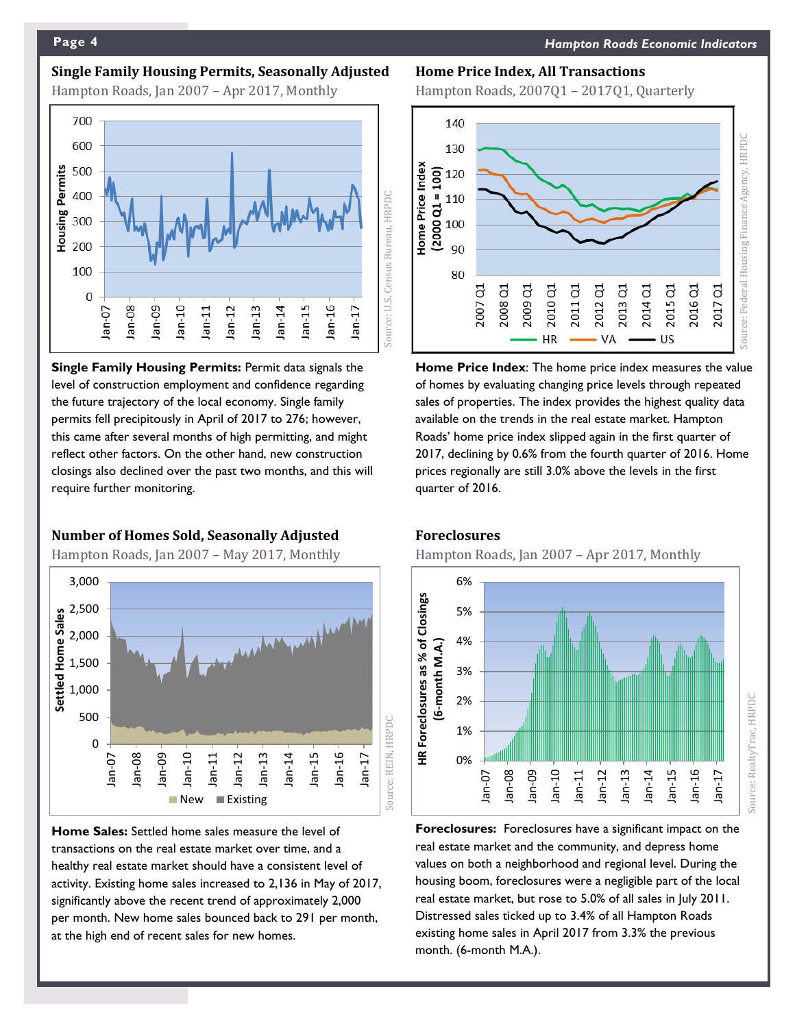## Single Family Housing Permits, Seasonally Adjusted

Hampton Roads, Jan 2007 – Apr 2017, Monthly

Housing Permits

700
600
500
400
300
200
100
0

Jan-07 Jan-08 Jan-09 Jan-10 Jan-11 Jan-12 Jan-13 Jan-14 Jan-15 Jan-16 Jan-17

Source: U.S. Census Bureau, HRPDC

**Single Family Housing Permits:** Permit data signals the level of construction employment and confidence regarding the future trajectory of the local economy. Single family permits fell precipitously in April of 2017 to 276; however, this came after several months of high permitting, and might reflect other factors. On the other hand, new construction closings also declined over the past two months, and this will require further monitoring.

## Home Price Index, All Transactions

Hampton Roads, 2007Q1 – 2017Q1, Quarterly

Home Price Index (2000 Q1 = 100)

140
130
120
110
100
90
80

2007 Q1 2008 Q1 2009 Q1 2010 Q1 2011 Q1 2012 Q1 2013 Q1 2014 Q1 2015 Q1 2016 Q1 2017 Q1

HR VA US

Source: Federal Housing Finance Agency, HRPDC

**Home Price Index**: The home price index measures the value of homes by evaluating changing price levels through repeated sales of properties. The index provides the highest quality data available on the trends in the real estate market. Hampton Roads' home price index slipped again in the first quarter of 2017, declining by 0.6% from the fourth quarter of 2016. Home prices regionally are still 3.0% above the levels in the first quarter of 2016.

## Number of Homes Sold, Seasonally Adjusted

Hampton Roads, Jan 2007 – May 2017, Monthly

Settled Home Sales

3,000
2,500
2,000
1,500
1,000
500
0

Jan-07 Jan-08 Jan-09 Jan-10 Jan-11 Jan-12 Jan-13 Jan-14 Jan-15 Jan-16 Jan-17

New Existing

Source: REIN, HRPDC

**Home Sales:** Settled home sales measure the level of transactions on the real estate market over time, and a healthy real estate market should have a consistent level of activity. Existing home sales increased to 2,136 in May of 2017, significantly above the recent trend of approximately 2,000 per month. New home sales bounced back to 291 per month, at the high end of recent sales for new homes.

## Foreclosures

Hampton Roads, Jan 2007 – Apr 2017, Monthly

HR Foreclosures as % of Closings (6-month M.A.)

6%
5%
4%
3%
2%
1%
0%

Jan-07 Jan-08 Jan-09 Jan-10 Jan-11 Jan-12 Jan-13 Jan-14 Jan-15 Jan-16 Jan-17

Source: RealtyTrac, HRPDC

**Foreclosures:** Foreclosures have a significant impact on the real estate market and the community, and depress home values on both a neighborhood and regional level. During the housing boom, foreclosures were a negligible part of the local real estate market, but rose to 5.0% of all sales in July 2011. Distressed sales ticked up to 3.4% of all Hampton Roads existing home sales in April 2017 from 3.3% the previous month. (6-month M.A.).